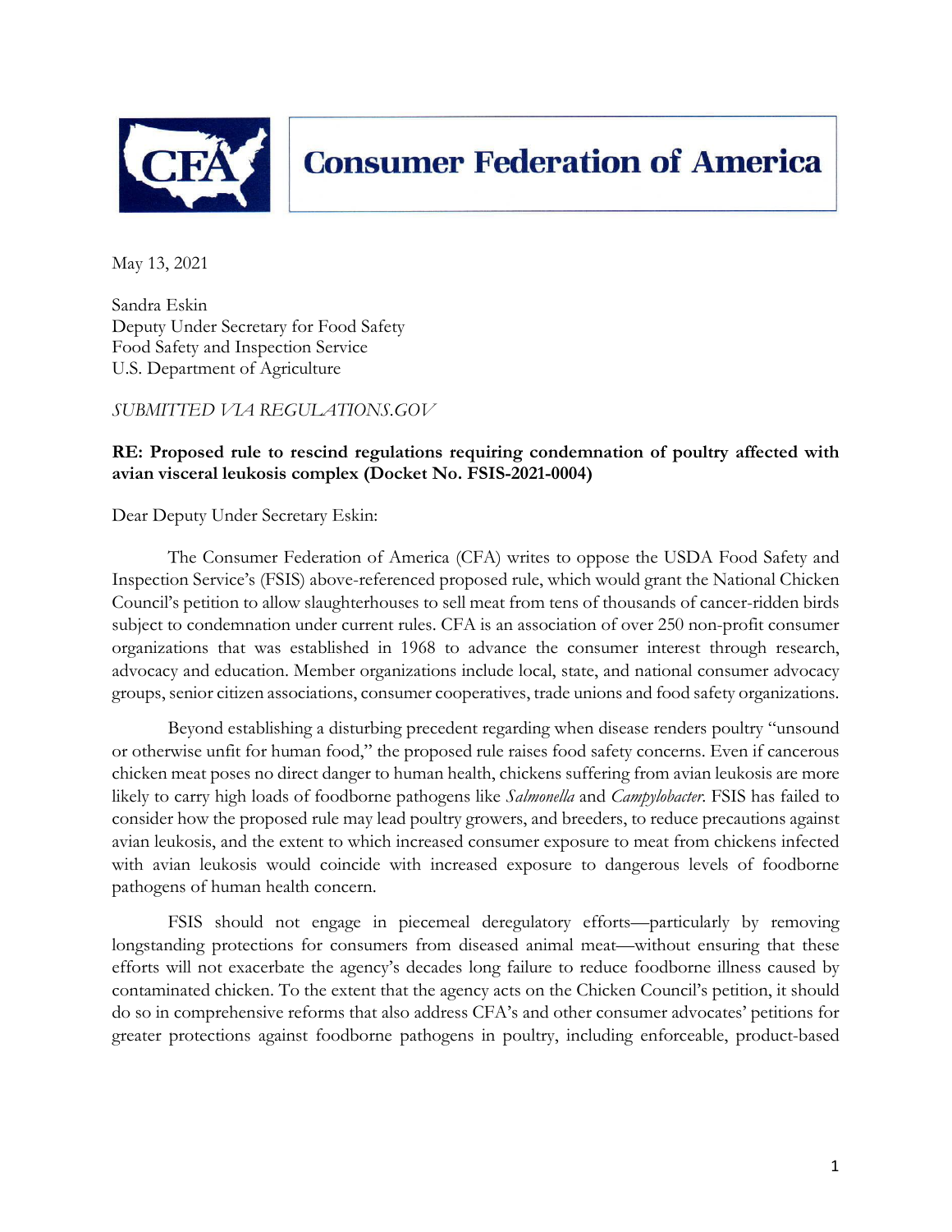**Consumer Federation of America**

May 13, 2021

Sandra Eskin
Deputy Under Secretary for Food Safety
Food Safety and Inspection Service
U.S. Department of Agriculture

*SUBMITTED VIA REGULATIONS.GOV*

**RE: Proposed rule to rescind regulations requiring condemnation of poultry affected with avian visceral leukosis complex (Docket No. FSIS-2021-0004)**

Dear Deputy Under Secretary Eskin:

The Consumer Federation of America (CFA) writes to oppose the USDA Food Safety and Inspection Service's (FSIS) above-referenced proposed rule, which would grant the National Chicken Council's petition to allow slaughterhouses to sell meat from tens of thousands of cancer-ridden birds subject to condemnation under current rules. CFA is an association of over 250 non-profit consumer organizations that was established in 1968 to advance the consumer interest through research, advocacy and education. Member organizations include local, state, and national consumer advocacy groups, senior citizen associations, consumer cooperatives, trade unions and food safety organizations.

Beyond establishing a disturbing precedent regarding when disease renders poultry "unsound or otherwise unfit for human food," the proposed rule raises food safety concerns. Even if cancerous chicken meat poses no direct danger to human health, chickens suffering from avian leukosis are more likely to carry high loads of foodborne pathogens like *Salmonella* and *Campylobacter*. FSIS has failed to consider how the proposed rule may lead poultry growers, and breeders, to reduce precautions against avian leukosis, and the extent to which increased consumer exposure to meat from chickens infected with avian leukosis would coincide with increased exposure to dangerous levels of foodborne pathogens of human health concern.

FSIS should not engage in piecemeal deregulatory efforts—particularly by removing longstanding protections for consumers from diseased animal meat—without ensuring that these efforts will not exacerbate the agency's decades long failure to reduce foodborne illness caused by contaminated chicken. To the extent that the agency acts on the Chicken Council's petition, it should do so in comprehensive reforms that also address CFA's and other consumer advocates' petitions for greater protections against foodborne pathogens in poultry, including enforceable, product-based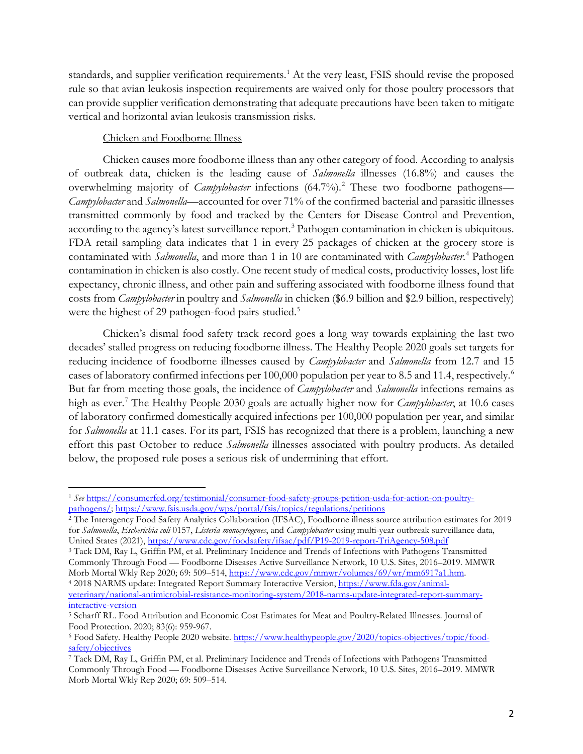standards, and supplier verification requirements.[1] At the very least, FSIS should revise the proposed rule so that avian leukosis inspection requirements are waived only for those poultry processors that can provide supplier verification demonstrating that adequate precautions have been taken to mitigate vertical and horizontal avian leukosis transmission risks.

<u>Chicken and Foodborne Illness</u>

Chicken causes more foodborne illness than any other category of food. According to analysis of outbreak data, chicken is the leading cause of *Salmonella* illnesses (16.8%) and causes the overwhelming majority of *Campylobacter* infections (64.7%).[2] These two foodborne pathogens—*Campylobacter* and *Salmonella*—accounted for over 71% of the confirmed bacterial and parasitic illnesses transmitted commonly by food and tracked by the Centers for Disease Control and Prevention, according to the agency's latest surveillance report.[3] Pathogen contamination in chicken is ubiquitous. FDA retail sampling data indicates that 1 in every 25 packages of chicken at the grocery store is contaminated with *Salmonella*, and more than 1 in 10 are contaminated with *Campylobacter*.[4] Pathogen contamination in chicken is also costly. One recent study of medical costs, productivity losses, lost life expectancy, chronic illness, and other pain and suffering associated with foodborne illness found that costs from *Campylobacter* in poultry and *Salmonella* in chicken ($6.9 billion and $2.9 billion, respectively) were the highest of 29 pathogen-food pairs studied.[5]

Chicken's dismal food safety track record goes a long way towards explaining the last two decades' stalled progress on reducing foodborne illness. The Healthy People 2020 goals set targets for reducing incidence of foodborne illnesses caused by *Campylobacter* and *Salmonella* from 12.7 and 15 cases of laboratory confirmed infections per 100,000 population per year to 8.5 and 11.4, respectively.[6] But far from meeting those goals, the incidence of *Campylobacter* and *Salmonella* infections remains as high as ever.[7] The Healthy People 2030 goals are actually higher now for *Campylobacter*, at 10.6 cases of laboratory confirmed domestically acquired infections per 100,000 population per year, and similar for *Salmonella* at 11.1 cases. For its part, FSIS has recognized that there is a problem, launching a new effort this past October to reduce *Salmonella* illnesses associated with poultry products. As detailed below, the proposed rule poses a serious risk of undermining that effort.

---

[1] *See* https://consumerfed.org/testimonial/consumer-food-safety-groups-petition-usda-for-action-on-poultry-pathogens/; https://www.fsis.usda.gov/wps/portal/fsis/topics/regulations/petitions

[2] The Interagency Food Safety Analytics Collaboration (IFSAC), Foodborne illness source attribution estimates for 2019 for *Salmonella*, *Escherichia coli* 0157, *Listeria monocytogenes*, and *Campylobacter* using multi-year outbreak surveillance data, United States (2021), https://www.cdc.gov/foodsafety/ifsac/pdf/P19-2019-report-TriAgency-508.pdf

[3] Tack DM, Ray L, Griffin PM, et al. Preliminary Incidence and Trends of Infections with Pathogens Transmitted Commonly Through Food — Foodborne Diseases Active Surveillance Network, 10 U.S. Sites, 2016–2019. MMWR Morb Mortal Wkly Rep 2020; 69: 509–514, https://www.cdc.gov/mmwr/volumes/69/wr/mm6917a1.htm.

[4] 2018 NARMS update: Integrated Report Summary Interactive Version, https://www.fda.gov/animal-veterinary/national-antimicrobial-resistance-monitoring-system/2018-narms-update-integrated-report-summary-interactive-version

[5] Scharff RL. Food Attribution and Economic Cost Estimates for Meat and Poultry-Related Illnesses. Journal of Food Protection. 2020; 83(6): 959-967.

[6] Food Safety. Healthy People 2020 website. https://www.healthypeople.gov/2020/topics-objectives/topic/food-safety/objectives

[7] Tack DM, Ray L, Griffin PM, et al. Preliminary Incidence and Trends of Infections with Pathogens Transmitted Commonly Through Food — Foodborne Diseases Active Surveillance Network, 10 U.S. Sites, 2016–2019. MMWR Morb Mortal Wkly Rep 2020; 69: 509–514.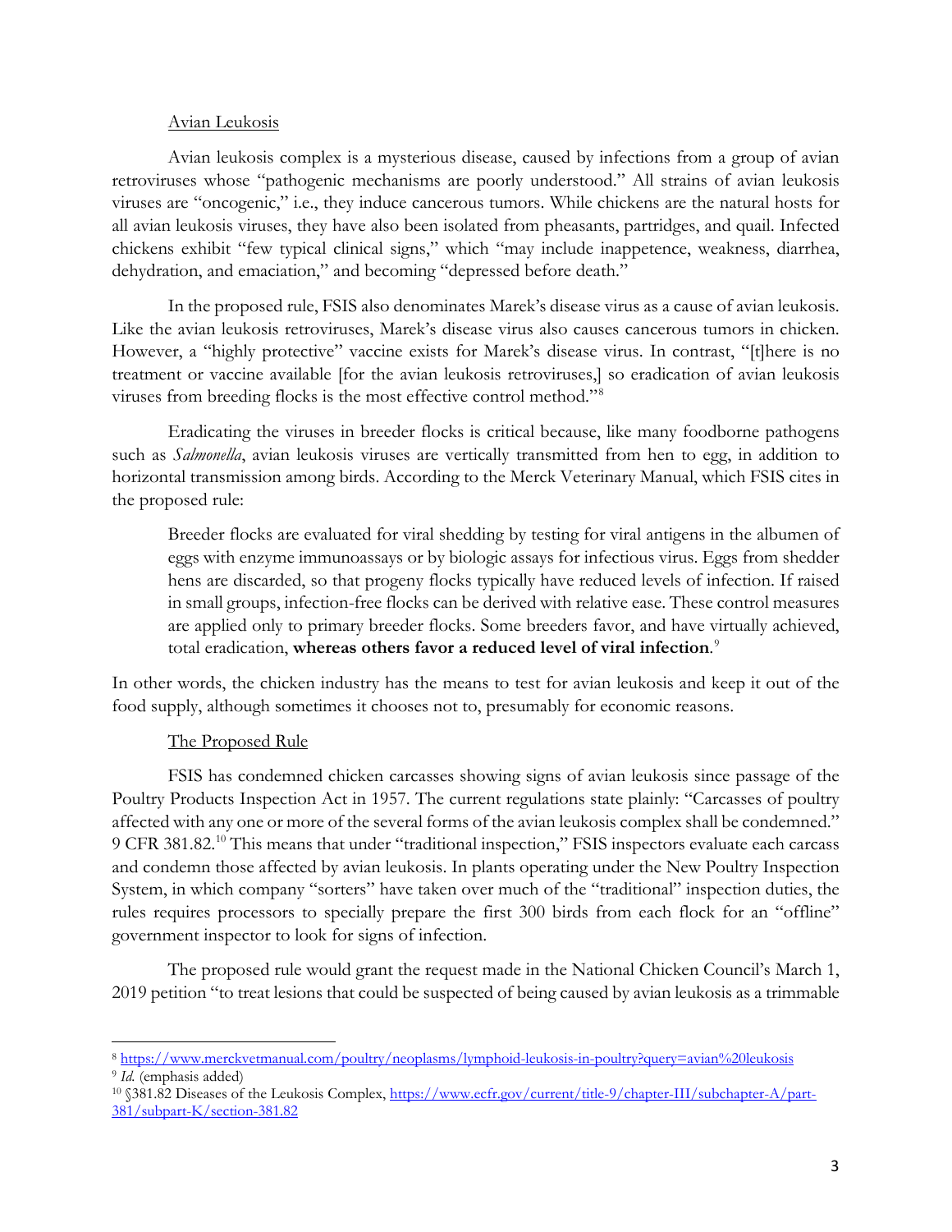Avian Leukosis

Avian leukosis complex is a mysterious disease, caused by infections from a group of avian retroviruses whose "pathogenic mechanisms are poorly understood." All strains of avian leukosis viruses are "oncogenic," i.e., they induce cancerous tumors. While chickens are the natural hosts for all avian leukosis viruses, they have also been isolated from pheasants, partridges, and quail. Infected chickens exhibit "few typical clinical signs," which "may include inappetence, weakness, diarrhea, dehydration, and emaciation," and becoming "depressed before death."

In the proposed rule, FSIS also denominates Marek's disease virus as a cause of avian leukosis. Like the avian leukosis retroviruses, Marek's disease virus also causes cancerous tumors in chicken. However, a "highly protective" vaccine exists for Marek's disease virus. In contrast, "[t]here is no treatment or vaccine available [for the avian leukosis retroviruses,] so eradication of avian leukosis viruses from breeding flocks is the most effective control method."[8]

Eradicating the viruses in breeder flocks is critical because, like many foodborne pathogens such as *Salmonella*, avian leukosis viruses are vertically transmitted from hen to egg, in addition to horizontal transmission among birds. According to the Merck Veterinary Manual, which FSIS cites in the proposed rule:

> Breeder flocks are evaluated for viral shedding by testing for viral antigens in the albumen of eggs with enzyme immunoassays or by biologic assays for infectious virus. Eggs from shedder hens are discarded, so that progeny flocks typically have reduced levels of infection. If raised in small groups, infection-free flocks can be derived with relative ease. These control measures are applied only to primary breeder flocks. Some breeders favor, and have virtually achieved, total eradication, **whereas others favor a reduced level of viral infection**.[9]

In other words, the chicken industry has the means to test for avian leukosis and keep it out of the food supply, although sometimes it chooses not to, presumably for economic reasons.

The Proposed Rule

FSIS has condemned chicken carcasses showing signs of avian leukosis since passage of the Poultry Products Inspection Act in 1957. The current regulations state plainly: "Carcasses of poultry affected with any one or more of the several forms of the avian leukosis complex shall be condemned." 9 CFR 381.82.[10] This means that under "traditional inspection," FSIS inspectors evaluate each carcass and condemn those affected by avian leukosis. In plants operating under the New Poultry Inspection System, in which company "sorters" have taken over much of the "traditional" inspection duties, the rules requires processors to specially prepare the first 300 birds from each flock for an "offline" government inspector to look for signs of infection.

The proposed rule would grant the request made in the National Chicken Council's March 1, 2019 petition "to treat lesions that could be suspected of being caused by avian leukosis as a trimmable

---

[8] https://www.merckvetmanual.com/poultry/neoplasms/lymphoid-leukosis-in-poultry?query=avian%20leukosis

[9] *Id.* (emphasis added)

[10] §381.82 Diseases of the Leukosis Complex, https://www.ecfr.gov/current/title-9/chapter-III/subchapter-A/part-381/subpart-K/section-381.82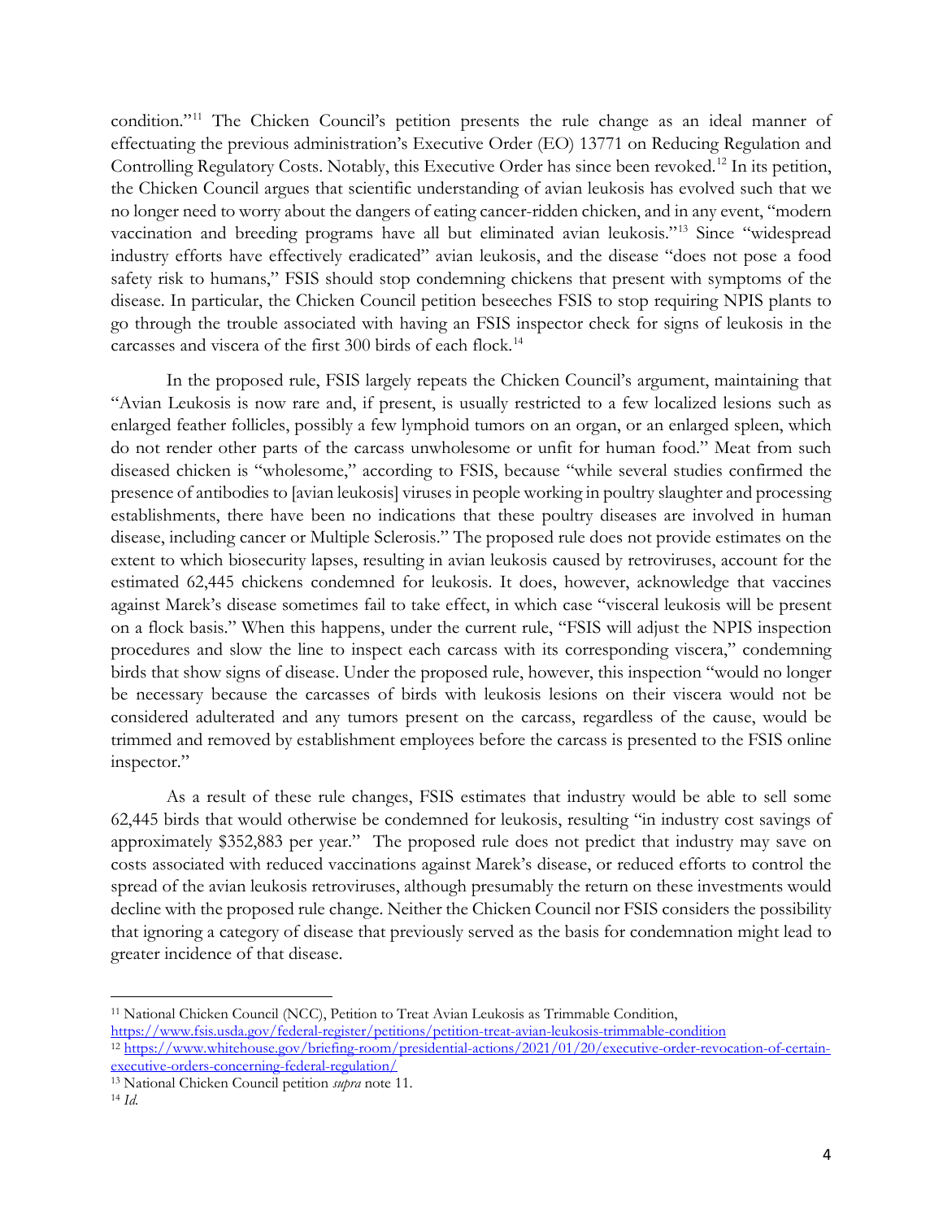condition."[11] The Chicken Council's petition presents the rule change as an ideal manner of effectuating the previous administration's Executive Order (EO) 13771 on Reducing Regulation and Controlling Regulatory Costs. Notably, this Executive Order has since been revoked.[12] In its petition, the Chicken Council argues that scientific understanding of avian leukosis has evolved such that we no longer need to worry about the dangers of eating cancer-ridden chicken, and in any event, "modern vaccination and breeding programs have all but eliminated avian leukosis."[13] Since "widespread industry efforts have effectively eradicated" avian leukosis, and the disease "does not pose a food safety risk to humans," FSIS should stop condemning chickens that present with symptoms of the disease. In particular, the Chicken Council petition beseeches FSIS to stop requiring NPIS plants to go through the trouble associated with having an FSIS inspector check for signs of leukosis in the carcasses and viscera of the first 300 birds of each flock.[14]

In the proposed rule, FSIS largely repeats the Chicken Council's argument, maintaining that "Avian Leukosis is now rare and, if present, is usually restricted to a few localized lesions such as enlarged feather follicles, possibly a few lymphoid tumors on an organ, or an enlarged spleen, which do not render other parts of the carcass unwholesome or unfit for human food." Meat from such diseased chicken is "wholesome," according to FSIS, because "while several studies confirmed the presence of antibodies to [avian leukosis] viruses in people working in poultry slaughter and processing establishments, there have been no indications that these poultry diseases are involved in human disease, including cancer or Multiple Sclerosis." The proposed rule does not provide estimates on the extent to which biosecurity lapses, resulting in avian leukosis caused by retroviruses, account for the estimated 62,445 chickens condemned for leukosis. It does, however, acknowledge that vaccines against Marek's disease sometimes fail to take effect, in which case "visceral leukosis will be present on a flock basis." When this happens, under the current rule, "FSIS will adjust the NPIS inspection procedures and slow the line to inspect each carcass with its corresponding viscera," condemning birds that show signs of disease. Under the proposed rule, however, this inspection "would no longer be necessary because the carcasses of birds with leukosis lesions on their viscera would not be considered adulterated and any tumors present on the carcass, regardless of the cause, would be trimmed and removed by establishment employees before the carcass is presented to the FSIS online inspector."

As a result of these rule changes, FSIS estimates that industry would be able to sell some 62,445 birds that would otherwise be condemned for leukosis, resulting "in industry cost savings of approximately $352,883 per year." The proposed rule does not predict that industry may save on costs associated with reduced vaccinations against Marek's disease, or reduced efforts to control the spread of the avian leukosis retroviruses, although presumably the return on these investments would decline with the proposed rule change. Neither the Chicken Council nor FSIS considers the possibility that ignoring a category of disease that previously served as the basis for condemnation might lead to greater incidence of that disease.

---

[11] National Chicken Council (NCC), Petition to Treat Avian Leukosis as Trimmable Condition, https://www.fsis.usda.gov/federal-register/petitions/petition-treat-avian-leukosis-trimmable-condition

[12] https://www.whitehouse.gov/briefing-room/presidential-actions/2021/01/20/executive-order-revocation-of-certain-executive-orders-concerning-federal-regulation/

[13] National Chicken Council petition *supra* note 11.

[14] *Id.*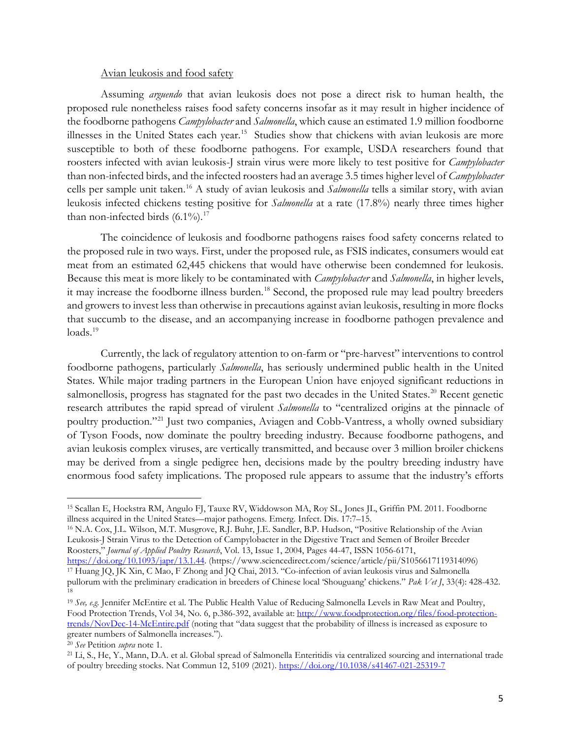Avian leukosis and food safety

Assuming *arguendo* that avian leukosis does not pose a direct risk to human health, the proposed rule nonetheless raises food safety concerns insofar as it may result in higher incidence of the foodborne pathogens *Campylobacter* and *Salmonella*, which cause an estimated 1.9 million foodborne illnesses in the United States each year.[15] Studies show that chickens with avian leukosis are more susceptible to both of these foodborne pathogens. For example, USDA researchers found that roosters infected with avian leukosis-J strain virus were more likely to test positive for *Campylobacter* than non-infected birds, and the infected roosters had an average 3.5 times higher level of *Campylobacter* cells per sample unit taken.[16] A study of avian leukosis and *Salmonella* tells a similar story, with avian leukosis infected chickens testing positive for *Salmonella* at a rate (17.8%) nearly three times higher than non-infected birds (6.1%).[17]

The coincidence of leukosis and foodborne pathogens raises food safety concerns related to the proposed rule in two ways. First, under the proposed rule, as FSIS indicates, consumers would eat meat from an estimated 62,445 chickens that would have otherwise been condemned for leukosis. Because this meat is more likely to be contaminated with *Campylobacter* and *Salmonella*, in higher levels, it may increase the foodborne illness burden.[18] Second, the proposed rule may lead poultry breeders and growers to invest less than otherwise in precautions against avian leukosis, resulting in more flocks that succumb to the disease, and an accompanying increase in foodborne pathogen prevalence and loads.[19]

Currently, the lack of regulatory attention to on-farm or "pre-harvest" interventions to control foodborne pathogens, particularly *Salmonella*, has seriously undermined public health in the United States. While major trading partners in the European Union have enjoyed significant reductions in salmonellosis, progress has stagnated for the past two decades in the United States.[20] Recent genetic research attributes the rapid spread of virulent *Salmonella* to "centralized origins at the pinnacle of poultry production."[21] Just two companies, Aviagen and Cobb-Vantress, a wholly owned subsidiary of Tyson Foods, now dominate the poultry breeding industry. Because foodborne pathogens, and avian leukosis complex viruses, are vertically transmitted, and because over 3 million broiler chickens may be derived from a single pedigree hen, decisions made by the poultry breeding industry have enormous food safety implications. The proposed rule appears to assume that the industry's efforts

---

[15] Scallan E, Hoekstra RM, Angulo FJ, Tauxe RV, Widdowson MA, Roy SL, Jones JL, Griffin PM. 2011. Foodborne illness acquired in the United States—major pathogens. Emerg. Infect. Dis. 17:7–15.

[16] N.A. Cox, J.L. Wilson, M.T. Musgrove, R.J. Buhr, J.E. Sandler, B.P. Hudson, "Positive Relationship of the Avian Leukosis-J Strain Virus to the Detection of Campylobacter in the Digestive Tract and Semen of Broiler Breeder Roosters," *Journal of Applied Poultry Research*, Vol. 13, Issue 1, 2004, Pages 44-47, ISSN 1056-6171, https://doi.org/10.1093/japr/13.1.44. (https://www.sciencedirect.com/science/article/pii/S1056617119314096)

[17] Huang JQ, JK Xin, C Mao, F Zhong and JQ Chai, 2013. "Co-infection of avian leukosis virus and Salmonella pullorum with the preliminary eradication in breeders of Chinese local 'Shouguang' chickens." *Pak Vet J*, 33(4): 428-432.

[18]

[19] *See, e.g.* Jennifer McEntire et al. The Public Health Value of Reducing Salmonella Levels in Raw Meat and Poultry, Food Protection Trends, Vol 34, No. 6, p.386-392, available at: http://www.foodprotection.org/files/food-protection-trends/NovDec-14-McEntire.pdf (noting that "data suggest that the probability of illness is increased as exposure to greater numbers of Salmonella increases.").

[20] *See* Petition *supra* note 1.

[21] Li, S., He, Y., Mann, D.A. et al. Global spread of Salmonella Enteritidis via centralized sourcing and international trade of poultry breeding stocks. Nat Commun 12, 5109 (2021). https://doi.org/10.1038/s41467-021-25319-7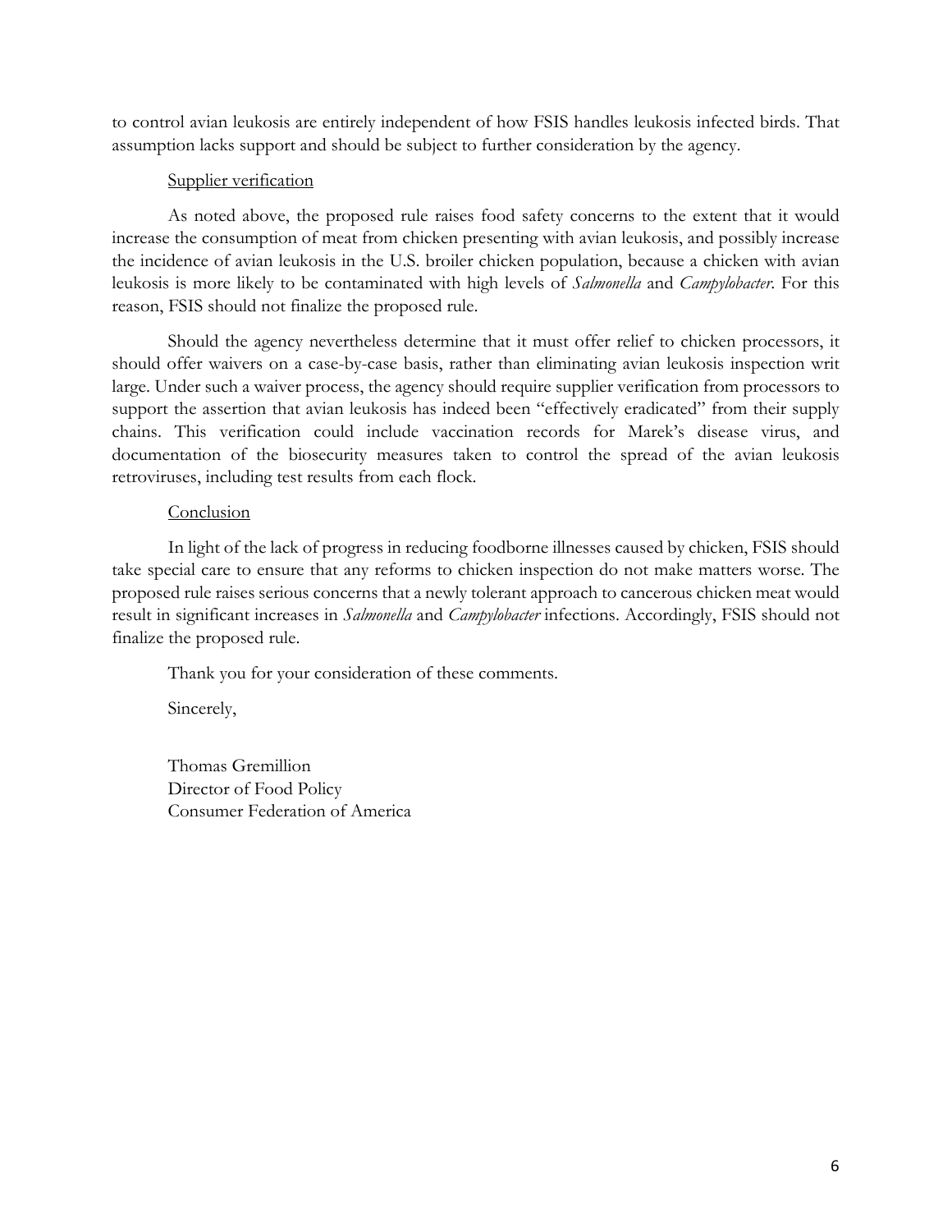to control avian leukosis are entirely independent of how FSIS handles leukosis infected birds. That assumption lacks support and should be subject to further consideration by the agency.

## Supplier verification

As noted above, the proposed rule raises food safety concerns to the extent that it would increase the consumption of meat from chicken presenting with avian leukosis, and possibly increase the incidence of avian leukosis in the U.S. broiler chicken population, because a chicken with avian leukosis is more likely to be contaminated with high levels of *Salmonella* and *Campylobacter*. For this reason, FSIS should not finalize the proposed rule.

Should the agency nevertheless determine that it must offer relief to chicken processors, it should offer waivers on a case-by-case basis, rather than eliminating avian leukosis inspection writ large. Under such a waiver process, the agency should require supplier verification from processors to support the assertion that avian leukosis has indeed been "effectively eradicated" from their supply chains. This verification could include vaccination records for Marek's disease virus, and documentation of the biosecurity measures taken to control the spread of the avian leukosis retroviruses, including test results from each flock.

## Conclusion

In light of the lack of progress in reducing foodborne illnesses caused by chicken, FSIS should take special care to ensure that any reforms to chicken inspection do not make matters worse. The proposed rule raises serious concerns that a newly tolerant approach to cancerous chicken meat would result in significant increases in *Salmonella* and *Campylobacter* infections. Accordingly, FSIS should not finalize the proposed rule.

Thank you for your consideration of these comments.

Sincerely,

Thomas Gremillion
Director of Food Policy
Consumer Federation of America